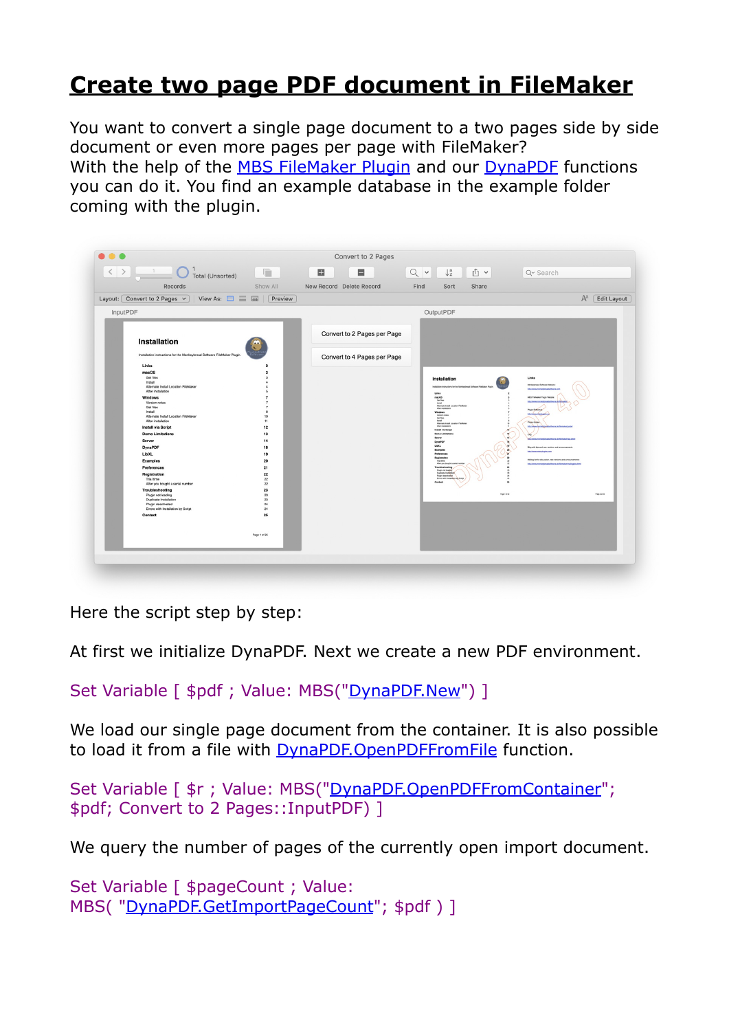# Create two page PDF document in FileMaker

You want to convert a single page document to a two pages side by side document or even more pages per page with FileMaker?
With the help of the MBS FileMaker Plugin and our DynaPDF functions you can do it. You find an example database in the example folder coming with the plugin.

Here the script step by step:

At first we initialize DynaPDF. Next we create a new PDF environment.

```
Set Variable [ $pdf ; Value: MBS("DynaPDF.New") ]
```

We load our single page document from the container. It is also possible to load it from a file with DynaPDF.OpenPDFFromFile function.

```
Set Variable [ $r ; Value: MBS("DynaPDF.OpenPDFFromContainer"; $pdf; Convert to 2 Pages::InputPDF) ]
```

We query the number of pages of the currently open import document.

```
Set Variable [ $pageCount ; Value: MBS( "DynaPDF.GetImportPageCount"; $pdf ) ]
```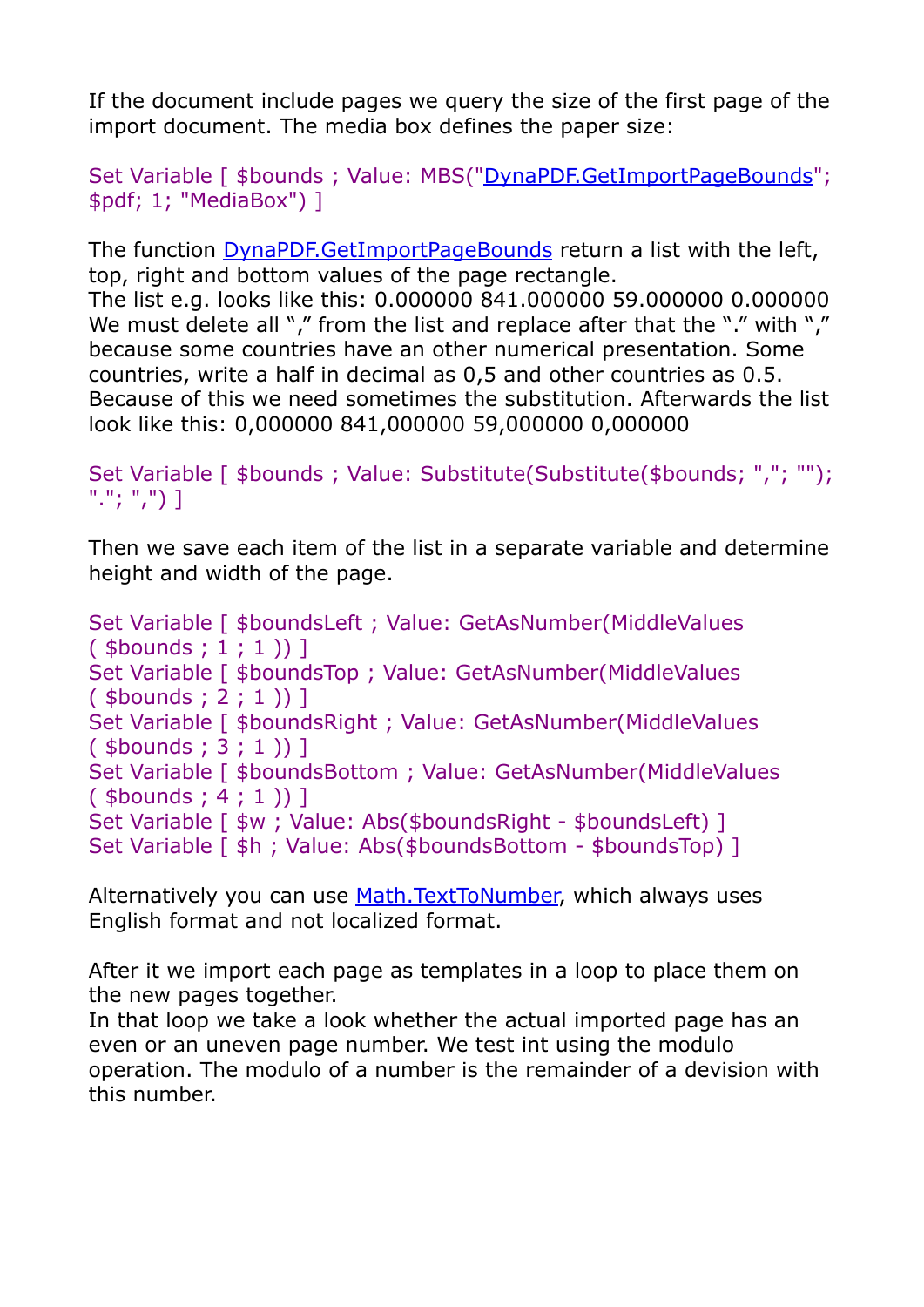If the document include pages we query the size of the first page of the import document. The media box defines the paper size:

```
Set Variable [ $bounds ; Value: MBS("DynaPDF.GetImportPageBounds"; $pdf; 1; "MediaBox") ]
```

The function DynaPDF.GetImportPageBounds return a list with the left, top, right and bottom values of the page rectangle.
The list e.g. looks like this: 0.000000 841.000000 59.000000 0.000000
We must delete all "," from the list and replace after that the "." with "," because some countries have an other numerical presentation. Some countries, write a half in decimal as 0,5 and other countries as 0.5. Because of this we need sometimes the substitution. Afterwards the list look like this: 0,000000 841,000000 59,000000 0,000000

```
Set Variable [ $bounds ; Value: Substitute(Substitute($bounds; ","; ""); "."; ",") ]
```

Then we save each item of the list in a separate variable and determine height and width of the page.

```
Set Variable [ $boundsLeft ; Value: GetAsNumber(MiddleValues ( $bounds ; 1 ; 1 )) ]
Set Variable [ $boundsTop ; Value: GetAsNumber(MiddleValues ( $bounds ; 2 ; 1 )) ]
Set Variable [ $boundsRight ; Value: GetAsNumber(MiddleValues ( $bounds ; 3 ; 1 )) ]
Set Variable [ $boundsBottom ; Value: GetAsNumber(MiddleValues ( $bounds ; 4 ; 1 )) ]
Set Variable [ $w ; Value: Abs($boundsRight - $boundsLeft) ]
Set Variable [ $h ; Value: Abs($boundsBottom - $boundsTop) ]
```

Alternatively you can use Math.TextToNumber, which always uses English format and not localized format.

After it we import each page as templates in a loop to place them on the new pages together.
In that loop we take a look whether the actual imported page has an even or an uneven page number. We test int using the modulo operation. The modulo of a number is the remainder of a devision with this number.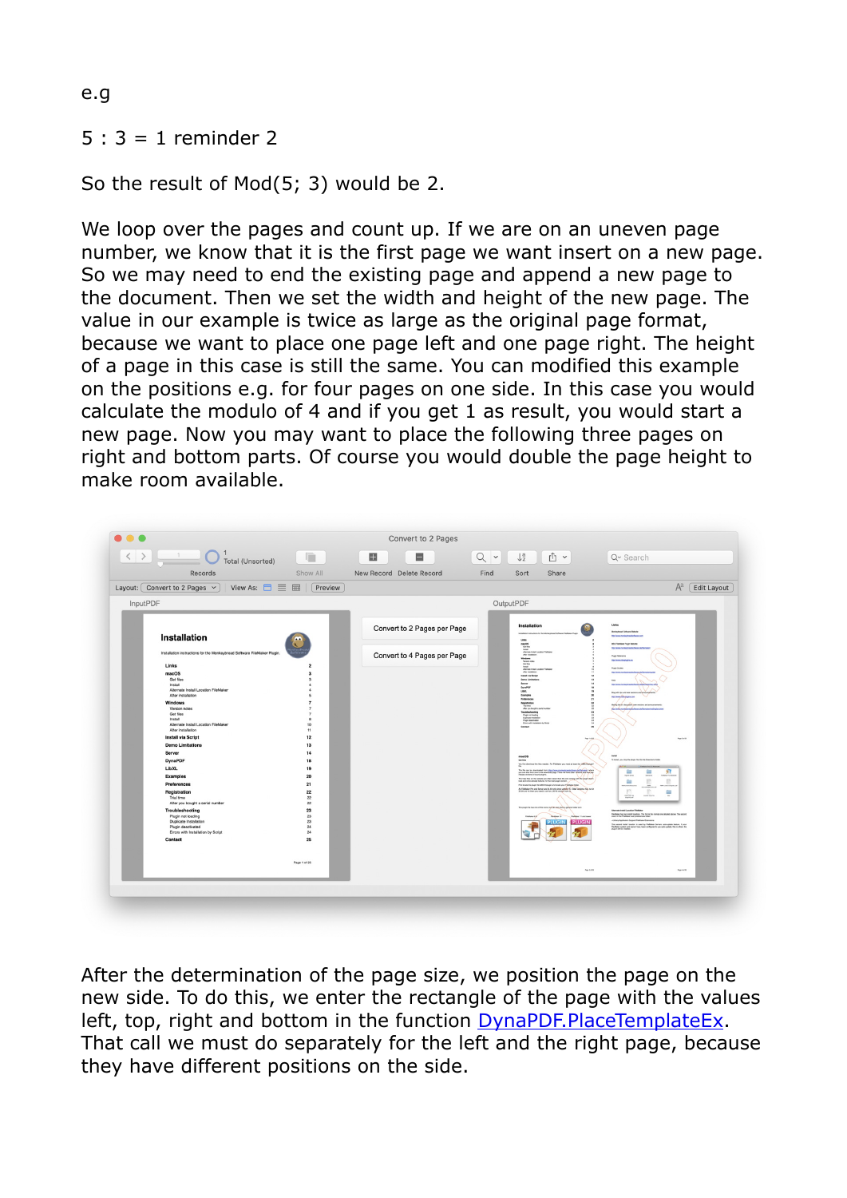e.g

5 : 3 = 1 reminder 2

So the result of Mod(5; 3) would be 2.

We loop over the pages and count up. If we are on an uneven page number, we know that it is the first page we want insert on a new page. So we may need to end the existing page and append a new page to the document. Then we set the width and height of the new page. The value in our example is twice as large as the original page format, because we want to place one page left and one page right. The height of a page in this case is still the same. You can modified this example on the positions e.g. for four pages on one side. In this case you would calculate the modulo of 4 and if you get 1 as result, you would start a new page. Now you may want to place the following three pages on right and bottom parts. Of course you would double the page height to make room available.

After the determination of the page size, we position the page on the new side. To do this, we enter the rectangle of the page with the values left, top, right and bottom in the function [DynaPDF.PlaceTemplateEx](). That call we must do separately for the left and the right page, because they have different positions on the side.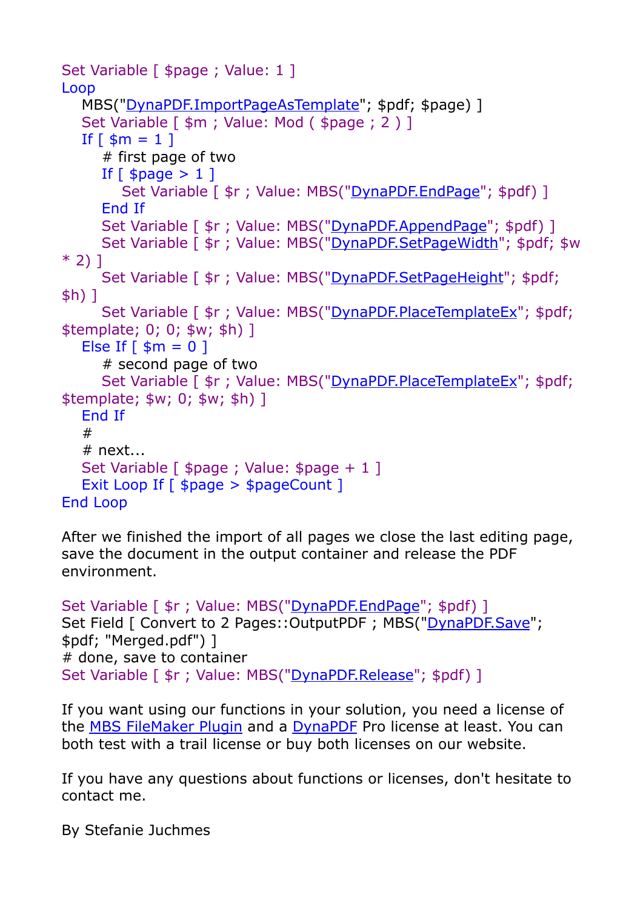```
Set Variable [ $page ; Value: 1 ]
Loop
   MBS("DynaPDF.ImportPageAsTemplate"; $pdf; $page) ]
   Set Variable [ $m ; Value: Mod ( $page ; 2 ) ]
   If [ $m = 1 ]
      # first page of two
      If [ $page > 1 ]
         Set Variable [ $r ; Value: MBS("DynaPDF.EndPage"; $pdf) ]
      End If
      Set Variable [ $r ; Value: MBS("DynaPDF.AppendPage"; $pdf) ]
      Set Variable [ $r ; Value: MBS("DynaPDF.SetPageWidth"; $pdf; $w * 2) ]
      Set Variable [ $r ; Value: MBS("DynaPDF.SetPageHeight"; $pdf; $h) ]
      Set Variable [ $r ; Value: MBS("DynaPDF.PlaceTemplateEx"; $pdf; $template; 0; 0; $w; $h) ]
   Else If [ $m = 0 ]
      # second page of two
      Set Variable [ $r ; Value: MBS("DynaPDF.PlaceTemplateEx"; $pdf; $template; $w; 0; $w; $h) ]
   End If
   #
   # next...
   Set Variable [ $page ; Value: $page + 1 ]
   Exit Loop If [ $page > $pageCount ]
End Loop
```

After we finished the import of all pages we close the last editing page, save the document in the output container and release the PDF environment.

```
Set Variable [ $r ; Value: MBS("DynaPDF.EndPage"; $pdf) ]
Set Field [ Convert to 2 Pages::OutputPDF ; MBS("DynaPDF.Save"; $pdf; "Merged.pdf") ]
# done, save to container
Set Variable [ $r ; Value: MBS("DynaPDF.Release"; $pdf) ]
```

If you want using our functions in your solution, you need a license of the MBS FileMaker Plugin and a DynaPDF Pro license at least. You can both test with a trail license or buy both licenses on our website.

If you have any questions about functions or licenses, don't hesitate to contact me.

By Stefanie Juchmes